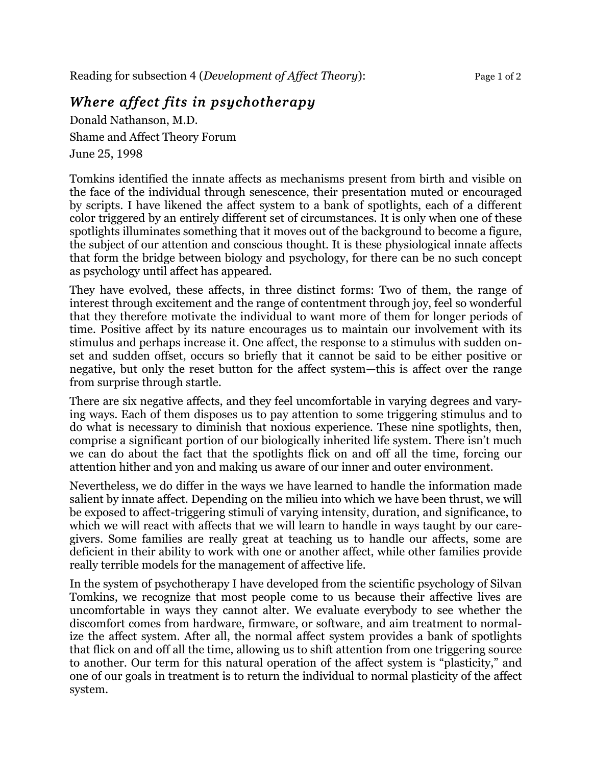Reading for subsection 4 (*Development of Affect Theory*):

## *Where affect fits in psychotherapy*

Donald Nathanson, M.D.

Shame and Affect Theory Forum

June 25, 1998

Tomkins identified the innate affects as mechanisms present from birth and visible on the face of the individual through senescence, their presentation muted or encouraged by scripts. I have likened the affect system to a bank of spotlights, each of a different color triggered by an entirely different set of circumstances. It is only when one of these spotlights illuminates something that it moves out of the background to become a figure, the subject of our attention and conscious thought. It is these physiological innate affects that form the bridge between biology and psychology, for there can be no such concept as psychology until affect has appeared.

They have evolved, these affects, in three distinct forms: Two of them, the range of interest through excitement and the range of contentment through joy, feel so wonderful that they therefore motivate the individual to want more of them for longer periods of time. Positive affect by its nature encourages us to maintain our involvement with its stimulus and perhaps increase it. One affect, the response to a stimulus with sudden onset and sudden offset, occurs so briefly that it cannot be said to be either positive or negative, but only the reset button for the affect system—this is affect over the range from surprise through startle.

There are six negative affects, and they feel uncomfortable in varying degrees and varying ways. Each of them disposes us to pay attention to some triggering stimulus and to do what is necessary to diminish that noxious experience. These nine spotlights, then, comprise a significant portion of our biologically inherited life system. There isn't much we can do about the fact that the spotlights flick on and off all the time, forcing our attention hither and yon and making us aware of our inner and outer environment.

Nevertheless, we do differ in the ways we have learned to handle the information made salient by innate affect. Depending on the milieu into which we have been thrust, we will be exposed to affect-triggering stimuli of varying intensity, duration, and significance, to which we will react with affects that we will learn to handle in ways taught by our caregivers. Some families are really great at teaching us to handle our affects, some are deficient in their ability to work with one or another affect, while other families provide really terrible models for the management of affective life.

In the system of psychotherapy I have developed from the scientific psychology of Silvan Tomkins, we recognize that most people come to us because their affective lives are uncomfortable in ways they cannot alter. We evaluate everybody to see whether the discomfort comes from hardware, firmware, or software, and aim treatment to normalize the affect system. After all, the normal affect system provides a bank of spotlights that flick on and off all the time, allowing us to shift attention from one triggering source to another. Our term for this natural operation of the affect system is "plasticity," and one of our goals in treatment is to return the individual to normal plasticity of the affect system.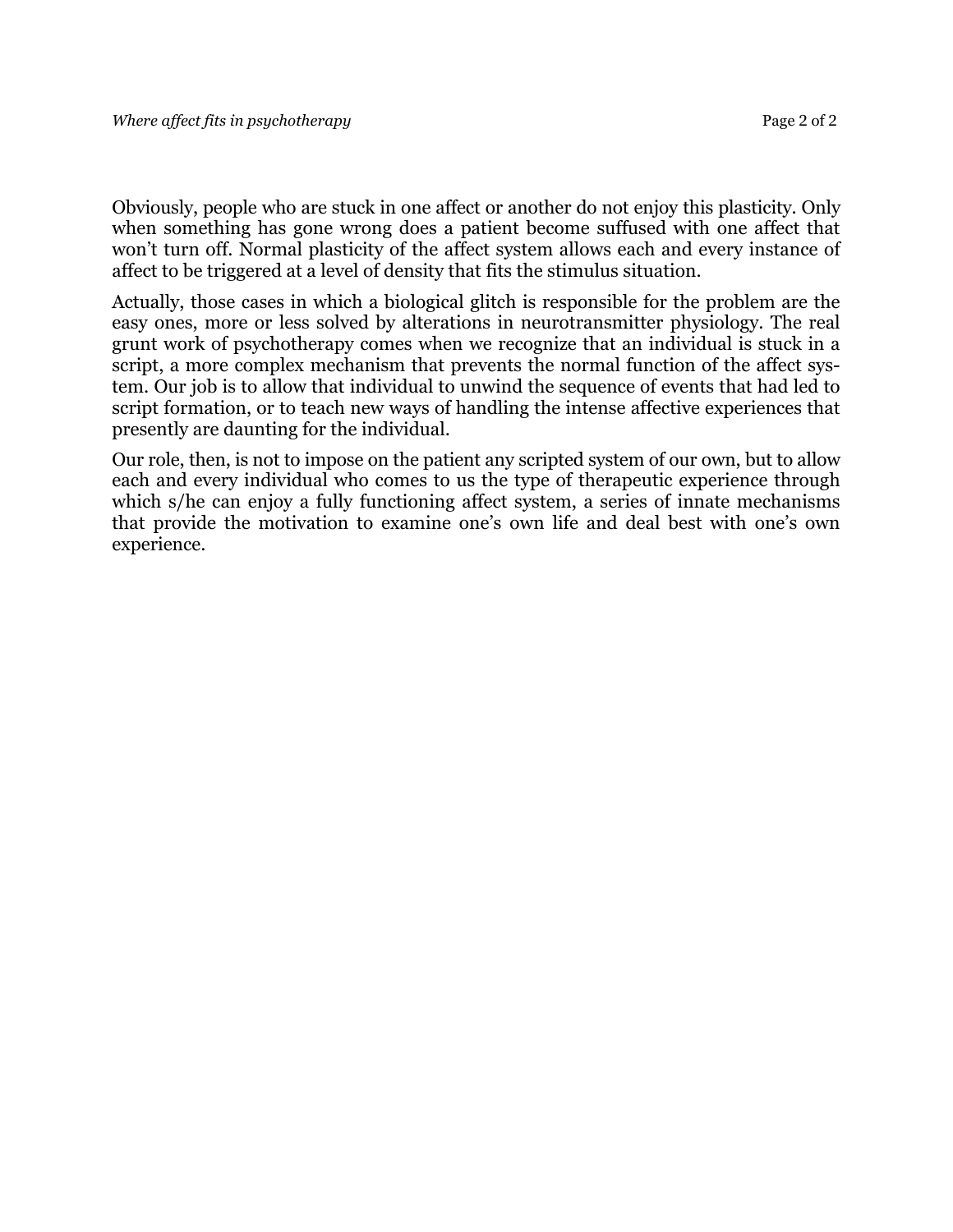Obviously, people who are stuck in one affect or another do not enjoy this plasticity. Only when something has gone wrong does a patient become suffused with one affect that won't turn off. Normal plasticity of the affect system allows each and every instance of affect to be triggered at a level of density that fits the stimulus situation.

Actually, those cases in which a biological glitch is responsible for the problem are the easy ones, more or less solved by alterations in neurotransmitter physiology. The real grunt work of psychotherapy comes when we recognize that an individual is stuck in a script, a more complex mechanism that prevents the normal function of the affect system. Our job is to allow that individual to unwind the sequence of events that had led to script formation, or to teach new ways of handling the intense affective experiences that presently are daunting for the individual.

Our role, then, is not to impose on the patient any scripted system of our own, but to allow each and every individual who comes to us the type of therapeutic experience through which s/he can enjoy a fully functioning affect system, a series of innate mechanisms that provide the motivation to examine one's own life and deal best with one's own experience.